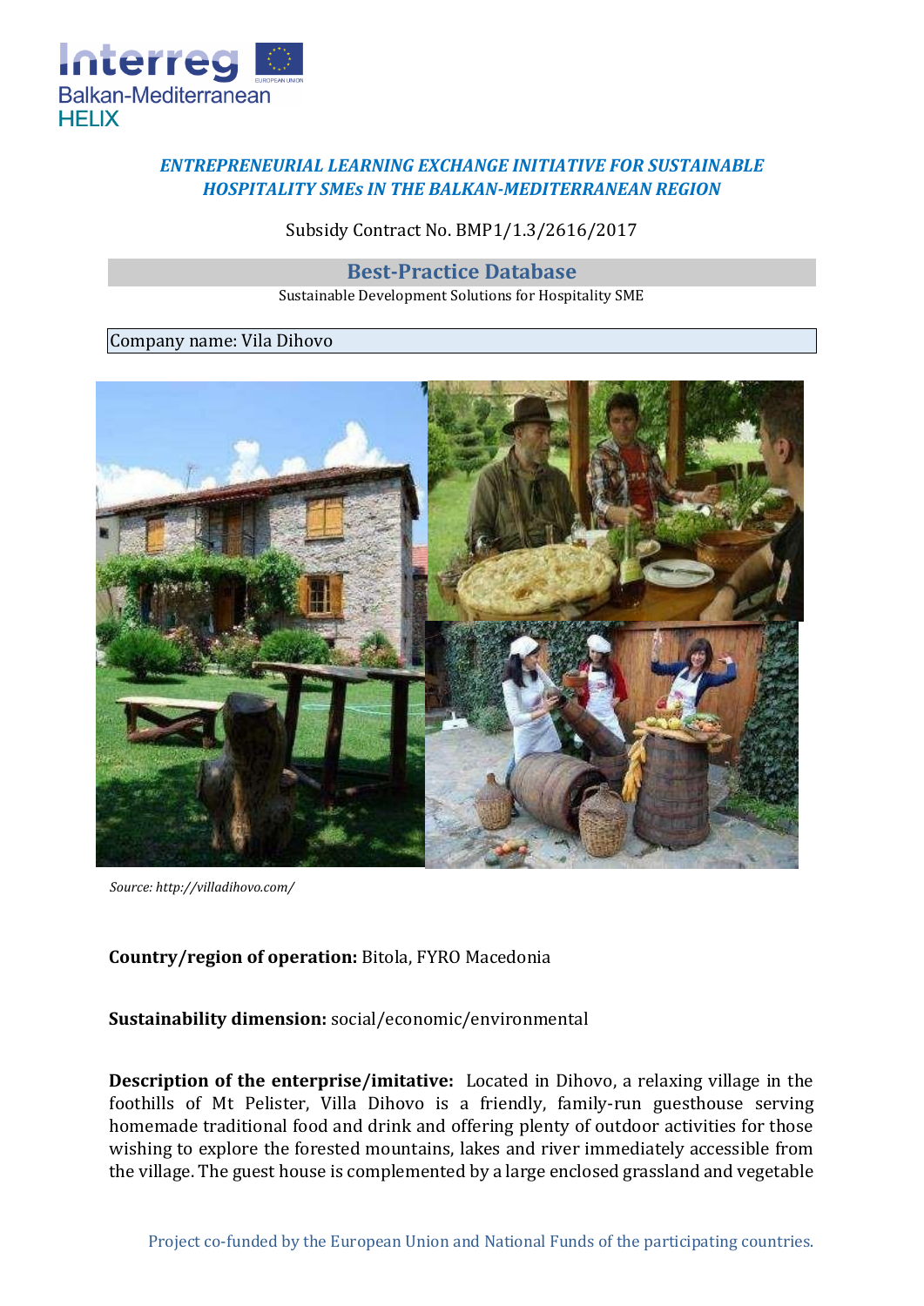***ENTREPRENEURIAL LEARNING EXCHANGE INITIATIVE FOR SUSTAINABLE HOSPITALITY SMEs IN THE BALKAN-MEDITERRANEAN REGION***

Subsidy Contract No. BMP1/1.3/2616/2017

## Best-Practice Database

Sustainable Development Solutions for Hospitality SME

Company name: Vila Dihovo

*Source: http://villadihovo.com/*

**Country/region of operation:** Bitola, FYRO Macedonia

**Sustainability dimension:** social/economic/environmental

**Description of the enterprise/imitative:** Located in Dihovo, a relaxing village in the foothills of Mt Pelister, Villa Dihovo is a friendly, family-run guesthouse serving homemade traditional food and drink and offering plenty of outdoor activities for those wishing to explore the forested mountains, lakes and river immediately accessible from the village. The guest house is complemented by a large enclosed grassland and vegetable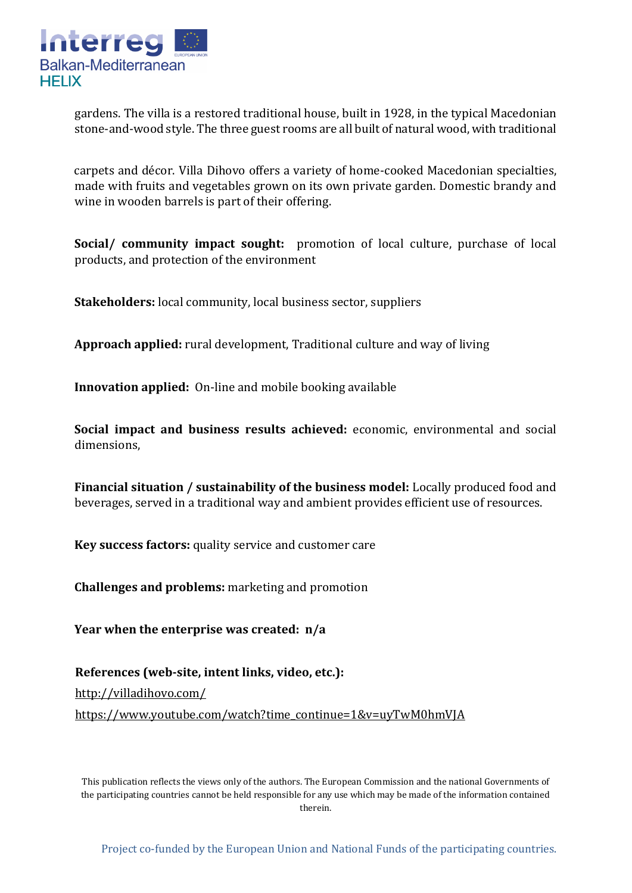gardens. The villa is a restored traditional house, built in 1928, in the typical Macedonian stone-and-wood style. The three guest rooms are all built of natural wood, with traditional

carpets and décor. Villa Dihovo offers a variety of home-cooked Macedonian specialties, made with fruits and vegetables grown on its own private garden. Domestic brandy and wine in wooden barrels is part of their offering.

**Social/ community impact sought:** promotion of local culture, purchase of local products, and protection of the environment

**Stakeholders:** local community, local business sector, suppliers

**Approach applied:** rural development, Traditional culture and way of living

**Innovation applied:** On-line and mobile booking available

**Social impact and business results achieved:** economic, environmental and social dimensions,

**Financial situation / sustainability of the business model:** Locally produced food and beverages, served in a traditional way and ambient provides efficient use of resources.

**Key success factors:** quality service and customer care

**Challenges and problems:** marketing and promotion

**Year when the enterprise was created: n/a**

**References (web-site, intent links, video, etc.):**

http://villadihovo.com/

https://www.youtube.com/watch?time_continue=1&v=uyTwM0hmVJA

This publication reflects the views only of the authors. The European Commission and the national Governments of the participating countries cannot be held responsible for any use which may be made of the information contained therein.

Project co-funded by the European Union and National Funds of the participating countries.